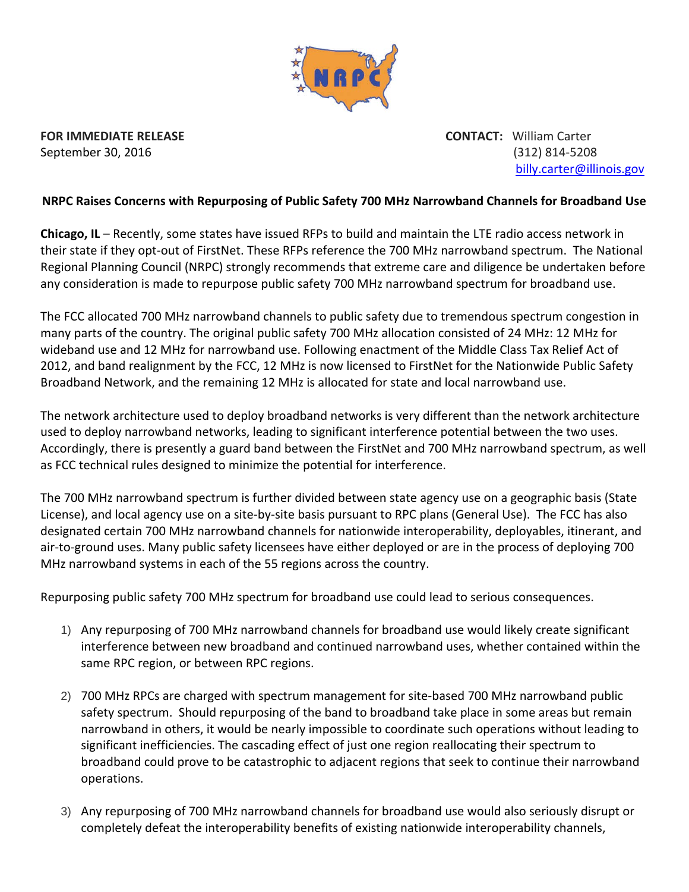**FOR IMMEDIATE RELEASE**
September 30, 2016

**CONTACT:** William Carter
(312) 814-5208
billy.carter@illinois.gov

**NRPC Raises Concerns with Repurposing of Public Safety 700 MHz Narrowband Channels for Broadband Use**

**Chicago, IL** – Recently, some states have issued RFPs to build and maintain the LTE radio access network in their state if they opt-out of FirstNet. These RFPs reference the 700 MHz narrowband spectrum. The National Regional Planning Council (NRPC) strongly recommends that extreme care and diligence be undertaken before any consideration is made to repurpose public safety 700 MHz narrowband spectrum for broadband use.

The FCC allocated 700 MHz narrowband channels to public safety due to tremendous spectrum congestion in many parts of the country. The original public safety 700 MHz allocation consisted of 24 MHz: 12 MHz for wideband use and 12 MHz for narrowband use. Following enactment of the Middle Class Tax Relief Act of 2012, and band realignment by the FCC, 12 MHz is now licensed to FirstNet for the Nationwide Public Safety Broadband Network, and the remaining 12 MHz is allocated for state and local narrowband use.

The network architecture used to deploy broadband networks is very different than the network architecture used to deploy narrowband networks, leading to significant interference potential between the two uses. Accordingly, there is presently a guard band between the FirstNet and 700 MHz narrowband spectrum, as well as FCC technical rules designed to minimize the potential for interference.

The 700 MHz narrowband spectrum is further divided between state agency use on a geographic basis (State License), and local agency use on a site-by-site basis pursuant to RPC plans (General Use). The FCC has also designated certain 700 MHz narrowband channels for nationwide interoperability, deployables, itinerant, and air-to-ground uses. Many public safety licensees have either deployed or are in the process of deploying 700 MHz narrowband systems in each of the 55 regions across the country.

Repurposing public safety 700 MHz spectrum for broadband use could lead to serious consequences.

1) Any repurposing of 700 MHz narrowband channels for broadband use would likely create significant interference between new broadband and continued narrowband uses, whether contained within the same RPC region, or between RPC regions.

2) 700 MHz RPCs are charged with spectrum management for site-based 700 MHz narrowband public safety spectrum. Should repurposing of the band to broadband take place in some areas but remain narrowband in others, it would be nearly impossible to coordinate such operations without leading to significant inefficiencies. The cascading effect of just one region reallocating their spectrum to broadband could prove to be catastrophic to adjacent regions that seek to continue their narrowband operations.

3) Any repurposing of 700 MHz narrowband channels for broadband use would also seriously disrupt or completely defeat the interoperability benefits of existing nationwide interoperability channels,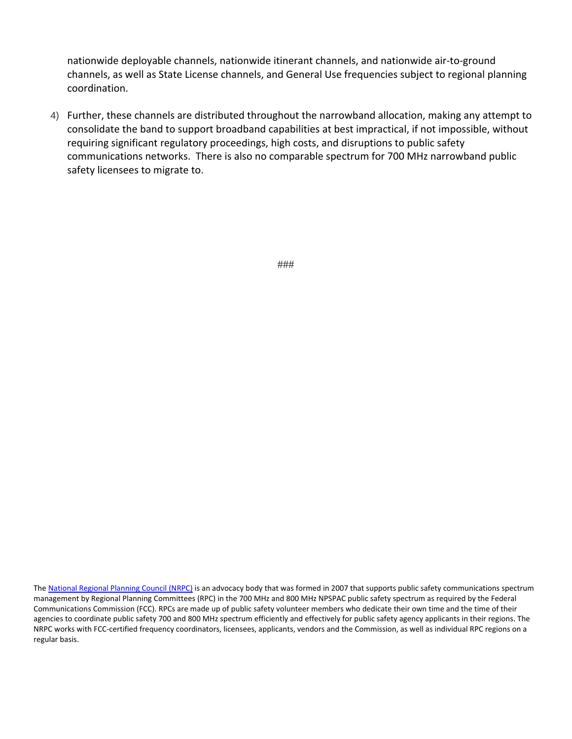nationwide deployable channels, nationwide itinerant channels, and nationwide air-to-ground channels, as well as State License channels, and General Use frequencies subject to regional planning coordination.

4) Further, these channels are distributed throughout the narrowband allocation, making any attempt to consolidate the band to support broadband capabilities at best impractical, if not impossible, without requiring significant regulatory proceedings, high costs, and disruptions to public safety communications networks. There is also no comparable spectrum for 700 MHz narrowband public safety licensees to migrate to.

###

The National Regional Planning Council (NRPC) is an advocacy body that was formed in 2007 that supports public safety communications spectrum management by Regional Planning Committees (RPC) in the 700 MHz and 800 MHz NPSPAC public safety spectrum as required by the Federal Communications Commission (FCC). RPCs are made up of public safety volunteer members who dedicate their own time and the time of their agencies to coordinate public safety 700 and 800 MHz spectrum efficiently and effectively for public safety agency applicants in their regions. The NRPC works with FCC-certified frequency coordinators, licensees, applicants, vendors and the Commission, as well as individual RPC regions on a regular basis.